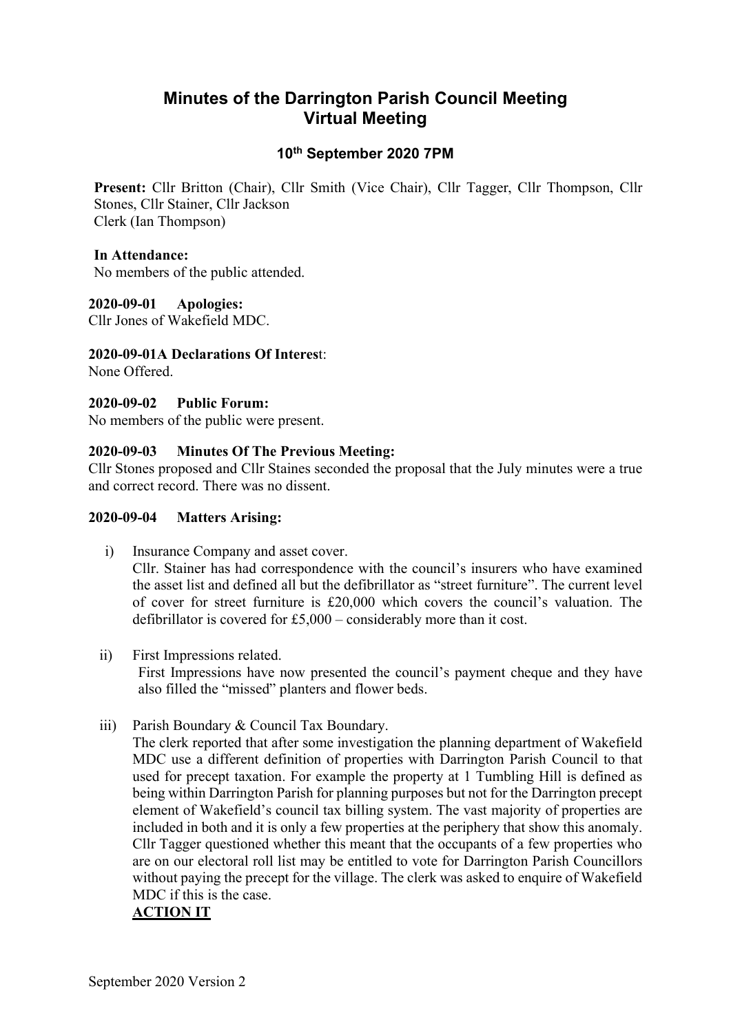# Minutes of the Darrington Parish Council Meeting
# Virtual Meeting

### 10th September 2020 7PM

**Present:** Cllr Britton (Chair), Cllr Smith (Vice Chair), Cllr Tagger, Cllr Thompson, Cllr Stones, Cllr Stainer, Cllr Jackson
Clerk (Ian Thompson)

**In Attendance:**
No members of the public attended.

**2020-09-01 Apologies:**
Cllr Jones of Wakefield MDC.

**2020-09-01A Declarations Of Interest:**
None Offered.

**2020-09-02 Public Forum:**
No members of the public were present.

**2020-09-03 Minutes Of The Previous Meeting:**
Cllr Stones proposed and Cllr Staines seconded the proposal that the July minutes were a true and correct record. There was no dissent.

**2020-09-04 Matters Arising:**

i) Insurance Company and asset cover.
Cllr. Stainer has had correspondence with the council's insurers who have examined the asset list and defined all but the defibrillator as "street furniture". The current level of cover for street furniture is £20,000 which covers the council's valuation. The defibrillator is covered for £5,000 – considerably more than it cost.

ii) First Impressions related.
First Impressions have now presented the council's payment cheque and they have also filled the "missed" planters and flower beds.

iii) Parish Boundary & Council Tax Boundary.
The clerk reported that after some investigation the planning department of Wakefield MDC use a different definition of properties with Darrington Parish Council to that used for precept taxation. For example the property at 1 Tumbling Hill is defined as being within Darrington Parish for planning purposes but not for the Darrington precept element of Wakefield's council tax billing system. The vast majority of properties are included in both and it is only a few properties at the periphery that show this anomaly. Cllr Tagger questioned whether this meant that the occupants of a few properties who are on our electoral roll list may be entitled to vote for Darrington Parish Councillors without paying the precept for the village. The clerk was asked to enquire of Wakefield MDC if this is the case.
**ACTION IT**

September 2020 Version 2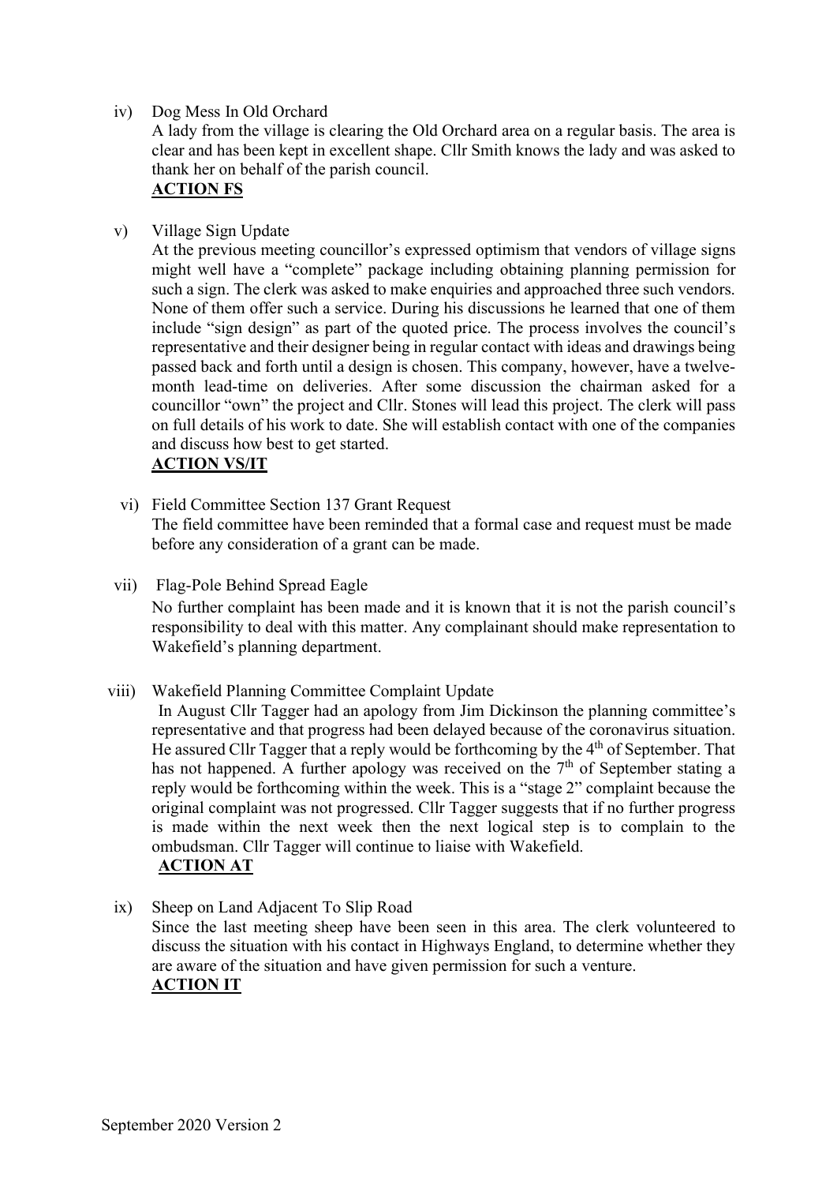iv) Dog Mess In Old Orchard

A lady from the village is clearing the Old Orchard area on a regular basis. The area is clear and has been kept in excellent shape. Cllr Smith knows the lady and was asked to thank her on behalf of the parish council.

**ACTION FS**

v) Village Sign Update

At the previous meeting councillor's expressed optimism that vendors of village signs might well have a "complete" package including obtaining planning permission for such a sign. The clerk was asked to make enquiries and approached three such vendors. None of them offer such a service. During his discussions he learned that one of them include "sign design" as part of the quoted price. The process involves the council's representative and their designer being in regular contact with ideas and drawings being passed back and forth until a design is chosen. This company, however, have a twelve-month lead-time on deliveries. After some discussion the chairman asked for a councillor "own" the project and Cllr. Stones will lead this project. The clerk will pass on full details of his work to date. She will establish contact with one of the companies and discuss how best to get started.

**ACTION VS/IT**

vi) Field Committee Section 137 Grant Request

The field committee have been reminded that a formal case and request must be made before any consideration of a grant can be made.

vii) Flag-Pole Behind Spread Eagle

No further complaint has been made and it is known that it is not the parish council's responsibility to deal with this matter. Any complainant should make representation to Wakefield's planning department.

viii) Wakefield Planning Committee Complaint Update

In August Cllr Tagger had an apology from Jim Dickinson the planning committee's representative and that progress had been delayed because of the coronavirus situation. He assured Cllr Tagger that a reply would be forthcoming by the 4th of September. That has not happened. A further apology was received on the 7th of September stating a reply would be forthcoming within the week. This is a "stage 2" complaint because the original complaint was not progressed. Cllr Tagger suggests that if no further progress is made within the next week then the next logical step is to complain to the ombudsman. Cllr Tagger will continue to liaise with Wakefield.

**ACTION AT**

ix) Sheep on Land Adjacent To Slip Road

Since the last meeting sheep have been seen in this area. The clerk volunteered to discuss the situation with his contact in Highways England, to determine whether they are aware of the situation and have given permission for such a venture.

**ACTION IT**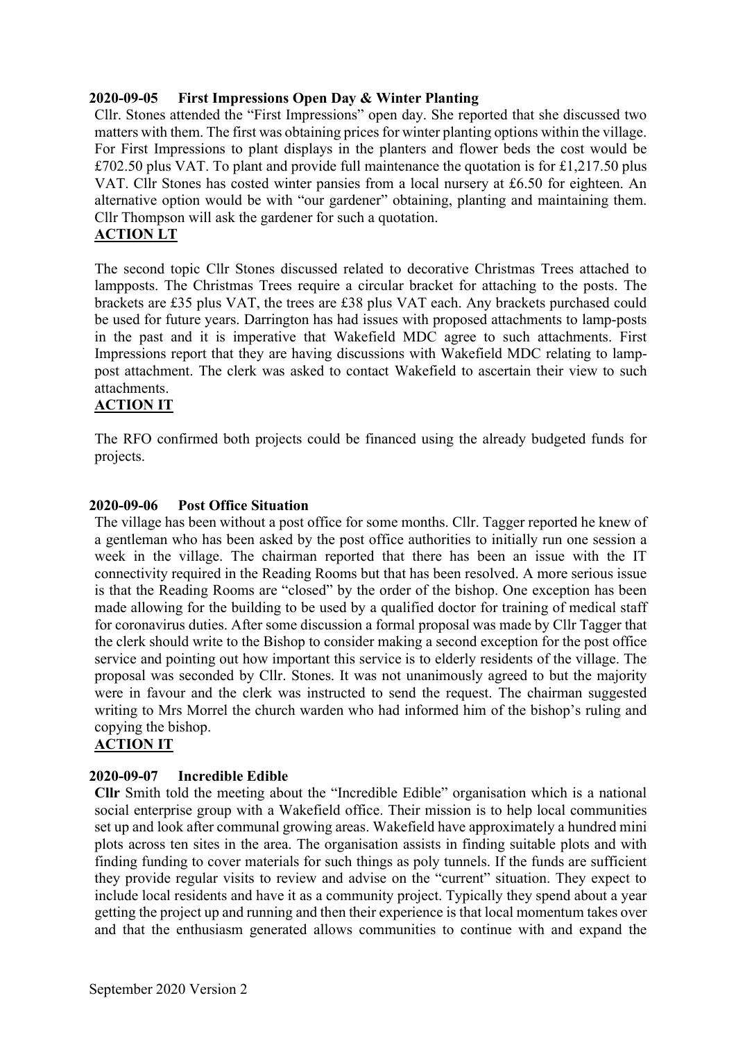### 2020-09-05 First Impressions Open Day & Winter Planting

Cllr. Stones attended the "First Impressions" open day. She reported that she discussed two matters with them. The first was obtaining prices for winter planting options within the village. For First Impressions to plant displays in the planters and flower beds the cost would be £702.50 plus VAT. To plant and provide full maintenance the quotation is for £1,217.50 plus VAT. Cllr Stones has costed winter pansies from a local nursery at £6.50 for eighteen. An alternative option would be with "our gardener" obtaining, planting and maintaining them. Cllr Thompson will ask the gardener for such a quotation.

**ACTION LT**

The second topic Cllr Stones discussed related to decorative Christmas Trees attached to lampposts. The Christmas Trees require a circular bracket for attaching to the posts. The brackets are £35 plus VAT, the trees are £38 plus VAT each. Any brackets purchased could be used for future years. Darrington has had issues with proposed attachments to lamp-posts in the past and it is imperative that Wakefield MDC agree to such attachments. First Impressions report that they are having discussions with Wakefield MDC relating to lamp-post attachment. The clerk was asked to contact Wakefield to ascertain their view to such attachments.

**ACTION IT**

The RFO confirmed both projects could be financed using the already budgeted funds for projects.

### 2020-09-06 Post Office Situation

The village has been without a post office for some months. Cllr. Tagger reported he knew of a gentleman who has been asked by the post office authorities to initially run one session a week in the village. The chairman reported that there has been an issue with the IT connectivity required in the Reading Rooms but that has been resolved. A more serious issue is that the Reading Rooms are "closed" by the order of the bishop. One exception has been made allowing for the building to be used by a qualified doctor for training of medical staff for coronavirus duties. After some discussion a formal proposal was made by Cllr Tagger that the clerk should write to the Bishop to consider making a second exception for the post office service and pointing out how important this service is to elderly residents of the village. The proposal was seconded by Cllr. Stones. It was not unanimously agreed to but the majority were in favour and the clerk was instructed to send the request. The chairman suggested writing to Mrs Morrel the church warden who had informed him of the bishop's ruling and copying the bishop.

**ACTION IT**

### 2020-09-07 Incredible Edible

**Cllr** Smith told the meeting about the "Incredible Edible" organisation which is a national social enterprise group with a Wakefield office. Their mission is to help local communities set up and look after communal growing areas. Wakefield have approximately a hundred mini plots across ten sites in the area. The organisation assists in finding suitable plots and with finding funding to cover materials for such things as poly tunnels. If the funds are sufficient they provide regular visits to review and advise on the "current" situation. They expect to include local residents and have it as a community project. Typically they spend about a year getting the project up and running and then their experience is that local momentum takes over and that the enthusiasm generated allows communities to continue with and expand the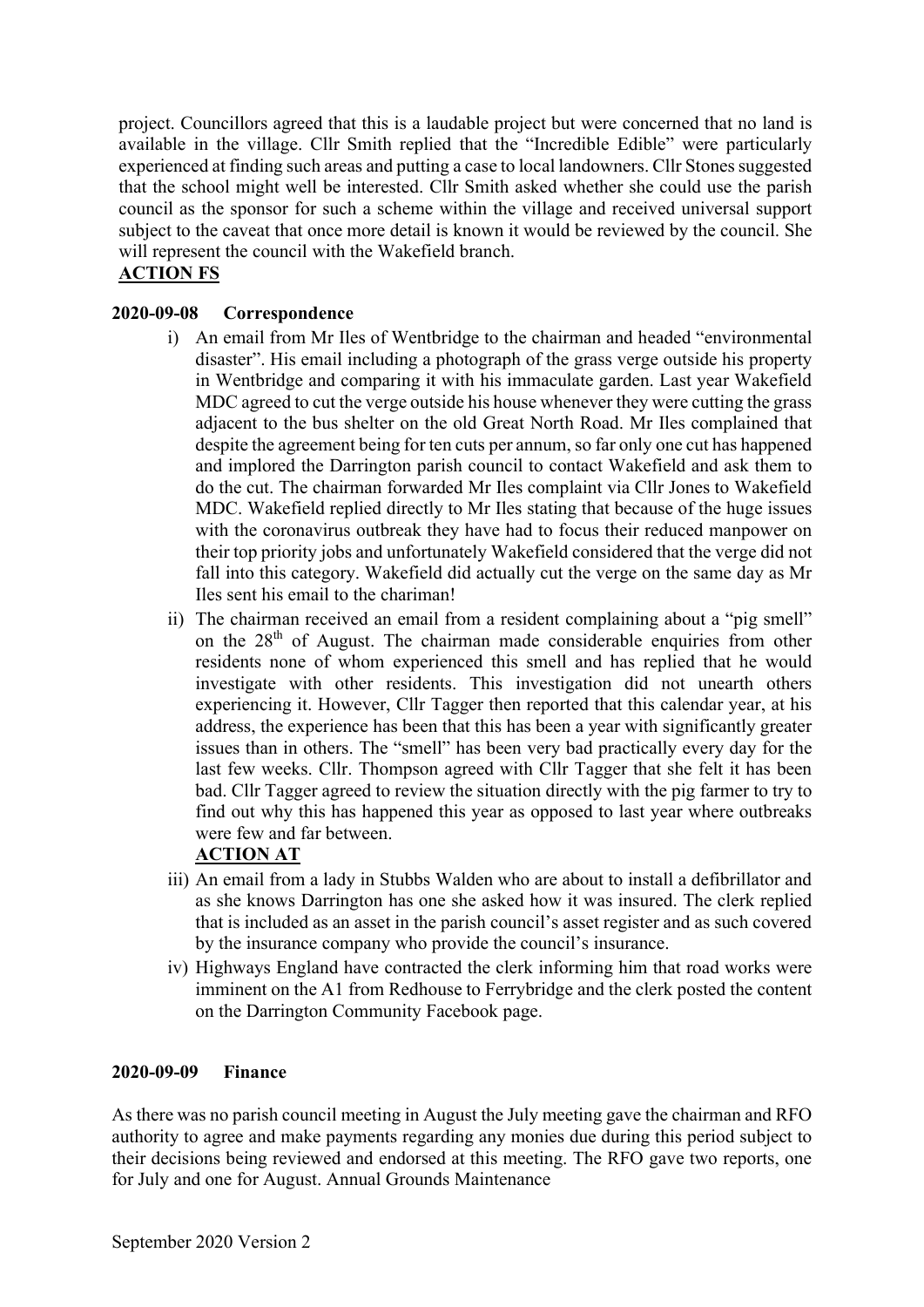project. Councillors agreed that this is a laudable project but were concerned that no land is available in the village. Cllr Smith replied that the "Incredible Edible" were particularly experienced at finding such areas and putting a case to local landowners. Cllr Stones suggested that the school might well be interested. Cllr Smith asked whether she could use the parish council as the sponsor for such a scheme within the village and received universal support subject to the caveat that once more detail is known it would be reviewed by the council. She will represent the council with the Wakefield branch.

**ACTION FS**

**2020-09-08 Correspondence**

i) An email from Mr Iles of Wentbridge to the chairman and headed "environmental disaster". His email including a photograph of the grass verge outside his property in Wentbridge and comparing it with his immaculate garden. Last year Wakefield MDC agreed to cut the verge outside his house whenever they were cutting the grass adjacent to the bus shelter on the old Great North Road. Mr Iles complained that despite the agreement being for ten cuts per annum, so far only one cut has happened and implored the Darrington parish council to contact Wakefield and ask them to do the cut. The chairman forwarded Mr Iles complaint via Cllr Jones to Wakefield MDC. Wakefield replied directly to Mr Iles stating that because of the huge issues with the coronavirus outbreak they have had to focus their reduced manpower on their top priority jobs and unfortunately Wakefield considered that the verge did not fall into this category. Wakefield did actually cut the verge on the same day as Mr Iles sent his email to the chariman!

ii) The chairman received an email from a resident complaining about a "pig smell" on the 28th of August. The chairman made considerable enquiries from other residents none of whom experienced this smell and has replied that he would investigate with other residents. This investigation did not unearth others experiencing it. However, Cllr Tagger then reported that this calendar year, at his address, the experience has been that this has been a year with significantly greater issues than in others. The "smell" has been very bad practically every day for the last few weeks. Cllr. Thompson agreed with Cllr Tagger that she felt it has been bad. Cllr Tagger agreed to review the situation directly with the pig farmer to try to find out why this has happened this year as opposed to last year where outbreaks were few and far between.

   **ACTION AT**

iii) An email from a lady in Stubbs Walden who are about to install a defibrillator and as she knows Darrington has one she asked how it was insured. The clerk replied that is included as an asset in the parish council's asset register and as such covered by the insurance company who provide the council's insurance.

iv) Highways England have contracted the clerk informing him that road works were imminent on the A1 from Redhouse to Ferrybridge and the clerk posted the content on the Darrington Community Facebook page.

**2020-09-09 Finance**

As there was no parish council meeting in August the July meeting gave the chairman and RFO authority to agree and make payments regarding any monies due during this period subject to their decisions being reviewed and endorsed at this meeting. The RFO gave two reports, one for July and one for August. Annual Grounds Maintenance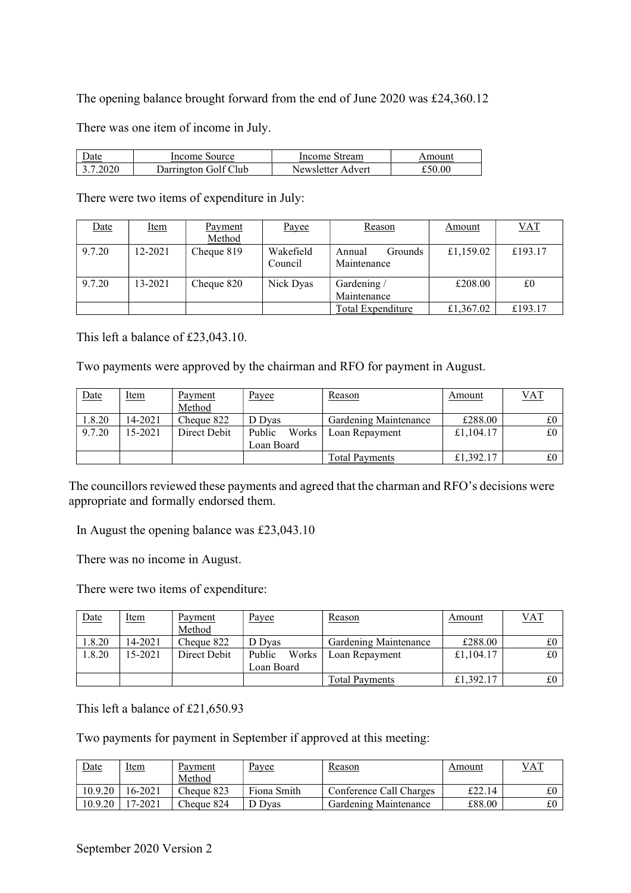The opening balance brought forward from the end of June 2020 was £24,360.12

There was one item of income in July.

| Date | Income Source | Income Stream | Amount |
|---|---|---|---|
| 3.7.2020 | Darrington Golf Club | Newsletter Advert | £50.00 |

There were two items of expenditure in July:

| Date | Item | Payment Method | Payee | Reason | Amount | VAT |
|---|---|---|---|---|---|---|
| 9.7.20 | 12-2021 | Cheque 819 | Wakefield Council | Annual Grounds Maintenance | £1,159.02 | £193.17 |
| 9.7.20 | 13-2021 | Cheque 820 | Nick Dyas | Gardening / Maintenance | £208.00 | £0 |
| | | | | Total Expenditure | £1,367.02 | £193.17 |

This left a balance of £23,043.10.

Two payments were approved by the chairman and RFO for payment in August.

| Date | Item | Payment Method | Payee | Reason | Amount | VAT |
|---|---|---|---|---|---|---|
| 1.8.20 | 14-2021 | Cheque 822 | D Dyas | Gardening Maintenance | £288.00 | £0 |
| 9.7.20 | 15-2021 | Direct Debit | Public Works Loan Board | Loan Repayment | £1,104.17 | £0 |
| | | | | Total Payments | £1,392.17 | £0 |

The councillors reviewed these payments and agreed that the charman and RFO's decisions were appropriate and formally endorsed them.

In August the opening balance was £23,043.10

There was no income in August.

There were two items of expenditure:

| Date | Item | Payment Method | Payee | Reason | Amount | VAT |
|---|---|---|---|---|---|---|
| 1.8.20 | 14-2021 | Cheque 822 | D Dyas | Gardening Maintenance | £288.00 | £0 |
| 1.8.20 | 15-2021 | Direct Debit | Public Works Loan Board | Loan Repayment | £1,104.17 | £0 |
| | | | | Total Payments | £1,392.17 | £0 |

This left a balance of £21,650.93

Two payments for payment in September if approved at this meeting:

| Date | Item | Payment Method | Payee | Reason | Amount | VAT |
|---|---|---|---|---|---|---|
| 10.9.20 | 16-2021 | Cheque 823 | Fiona Smith | Conference Call Charges | £22.14 | £0 |
| 10.9.20 | 17-2021 | Cheque 824 | D Dyas | Gardening Maintenance | £88.00 | £0 |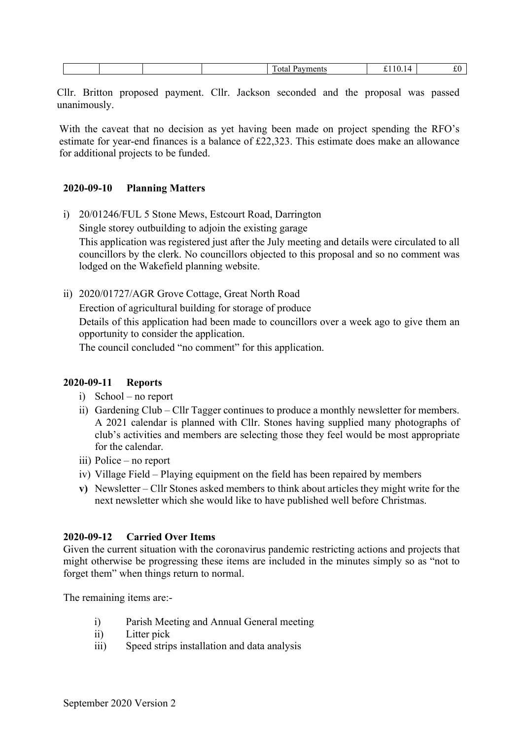|  |  |  |  | Total Payments | £110.14 | £0 |
|---|---|---|---|---|---|---|

Cllr. Britton proposed payment. Cllr. Jackson seconded and the proposal was passed unanimously.

With the caveat that no decision as yet having been made on project spending the RFO's estimate for year-end finances is a balance of £22,323. This estimate does make an allowance for additional projects to be funded.

### 2020-09-10 Planning Matters

i) 20/01246/FUL 5 Stone Mews, Estcourt Road, Darrington

   Single storey outbuilding to adjoin the existing garage

   This application was registered just after the July meeting and details were circulated to all councillors by the clerk. No councillors objected to this proposal and so no comment was lodged on the Wakefield planning website.

ii) 2020/01727/AGR Grove Cottage, Great North Road

   Erection of agricultural building for storage of produce

   Details of this application had been made to councillors over a week ago to give them an opportunity to consider the application.

   The council concluded "no comment" for this application.

### 2020-09-11 Reports

i) School – no report
ii) Gardening Club – Cllr Tagger continues to produce a monthly newsletter for members. A 2021 calendar is planned with Cllr. Stones having supplied many photographs of club's activities and members are selecting those they feel would be most appropriate for the calendar.
iii) Police – no report
iv) Village Field – Playing equipment on the field has been repaired by members
**v)** Newsletter – Cllr Stones asked members to think about articles they might write for the next newsletter which she would like to have published well before Christmas.

### 2020-09-12 Carried Over Items

Given the current situation with the coronavirus pandemic restricting actions and projects that might otherwise be progressing these items are included in the minutes simply so as "not to forget them" when things return to normal.

The remaining items are:-

i) Parish Meeting and Annual General meeting
ii) Litter pick
iii) Speed strips installation and data analysis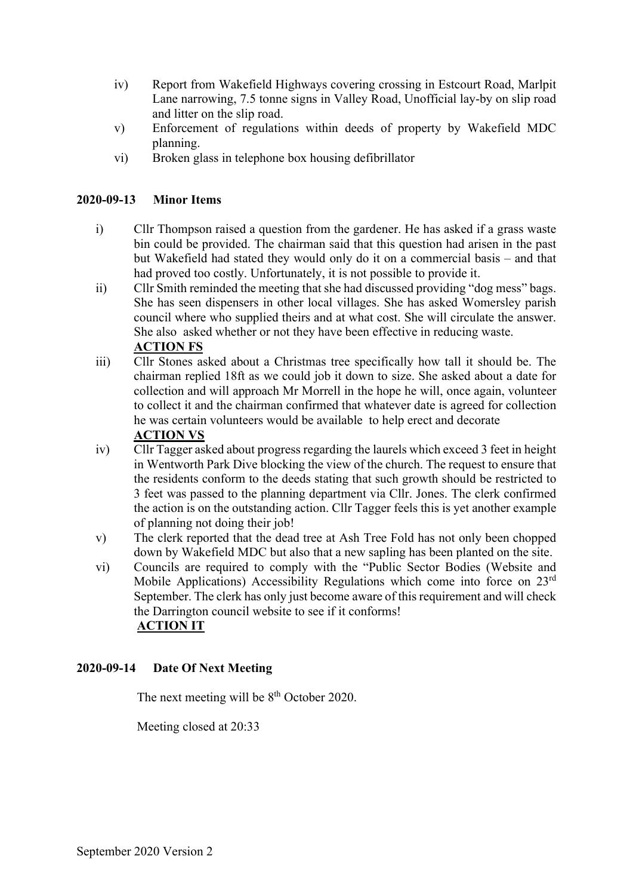iv) Report from Wakefield Highways covering crossing in Estcourt Road, Marlpit Lane narrowing, 7.5 tonne signs in Valley Road, Unofficial lay-by on slip road and litter on the slip road.

v) Enforcement of regulations within deeds of property by Wakefield MDC planning.

vi) Broken glass in telephone box housing defibrillator

## 2020-09-13 Minor Items

i) Cllr Thompson raised a question from the gardener. He has asked if a grass waste bin could be provided. The chairman said that this question had arisen in the past but Wakefield had stated they would only do it on a commercial basis – and that had proved too costly. Unfortunately, it is not possible to provide it.

ii) Cllr Smith reminded the meeting that she had discussed providing "dog mess" bags. She has seen dispensers in other local villages. She has asked Womersley parish council where who supplied theirs and at what cost. She will circulate the answer. She also asked whether or not they have been effective in reducing waste.
**ACTION FS**

iii) Cllr Stones asked about a Christmas tree specifically how tall it should be. The chairman replied 18ft as we could job it down to size. She asked about a date for collection and will approach Mr Morrell in the hope he will, once again, volunteer to collect it and the chairman confirmed that whatever date is agreed for collection he was certain volunteers would be available to help erect and decorate
**ACTION VS**

iv) Cllr Tagger asked about progress regarding the laurels which exceed 3 feet in height in Wentworth Park Dive blocking the view of the church. The request to ensure that the residents conform to the deeds stating that such growth should be restricted to 3 feet was passed to the planning department via Cllr. Jones. The clerk confirmed the action is on the outstanding action. Cllr Tagger feels this is yet another example of planning not doing their job!

v) The clerk reported that the dead tree at Ash Tree Fold has not only been chopped down by Wakefield MDC but also that a new sapling has been planted on the site.

vi) Councils are required to comply with the "Public Sector Bodies (Website and Mobile Applications) Accessibility Regulations which come into force on 23rd September. The clerk has only just become aware of this requirement and will check the Darrington council website to see if it conforms!
**ACTION IT**

## 2020-09-14 Date Of Next Meeting

The next meeting will be 8th October 2020.

Meeting closed at 20:33